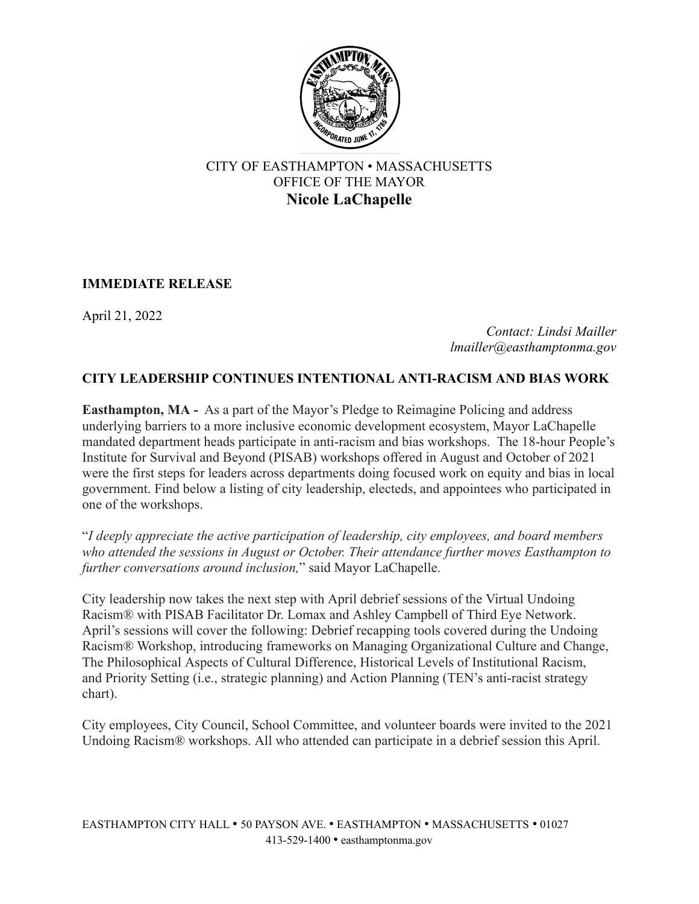CITY OF EASTHAMPTON • MASSACHUSETTS
OFFICE OF THE MAYOR
**Nicole LaChapelle**

**IMMEDIATE RELEASE**

April 21, 2022

*Contact: Lindsi Mailler*
*lmailler@easthamptonma.gov*

## CITY LEADERSHIP CONTINUES INTENTIONAL ANTI-RACISM AND BIAS WORK

**Easthampton, MA -** As a part of the Mayor's Pledge to Reimagine Policing and address underlying barriers to a more inclusive economic development ecosystem, Mayor LaChapelle mandated department heads participate in anti-racism and bias workshops. The 18-hour People's Institute for Survival and Beyond (PISAB) workshops offered in August and October of 2021 were the first steps for leaders across departments doing focused work on equity and bias in local government. Find below a listing of city leadership, electeds, and appointees who participated in one of the workshops.

"*I deeply appreciate the active participation of leadership, city employees, and board members who attended the sessions in August or October. Their attendance further moves Easthampton to further conversations around inclusion,*" said Mayor LaChapelle.

City leadership now takes the next step with April debrief sessions of the Virtual Undoing Racism® with PISAB Facilitator Dr. Lomax and Ashley Campbell of Third Eye Network. April's sessions will cover the following: Debrief recapping tools covered during the Undoing Racism® Workshop, introducing frameworks on Managing Organizational Culture and Change, The Philosophical Aspects of Cultural Difference, Historical Levels of Institutional Racism, and Priority Setting (i.e., strategic planning) and Action Planning (TEN's anti-racist strategy chart).

City employees, City Council, School Committee, and volunteer boards were invited to the 2021 Undoing Racism® workshops. All who attended can participate in a debrief session this April.

EASTHAMPTON CITY HALL • 50 PAYSON AVE. • EASTHAMPTON • MASSACHUSETTS • 01027
413-529-1400 • easthamptonma.gov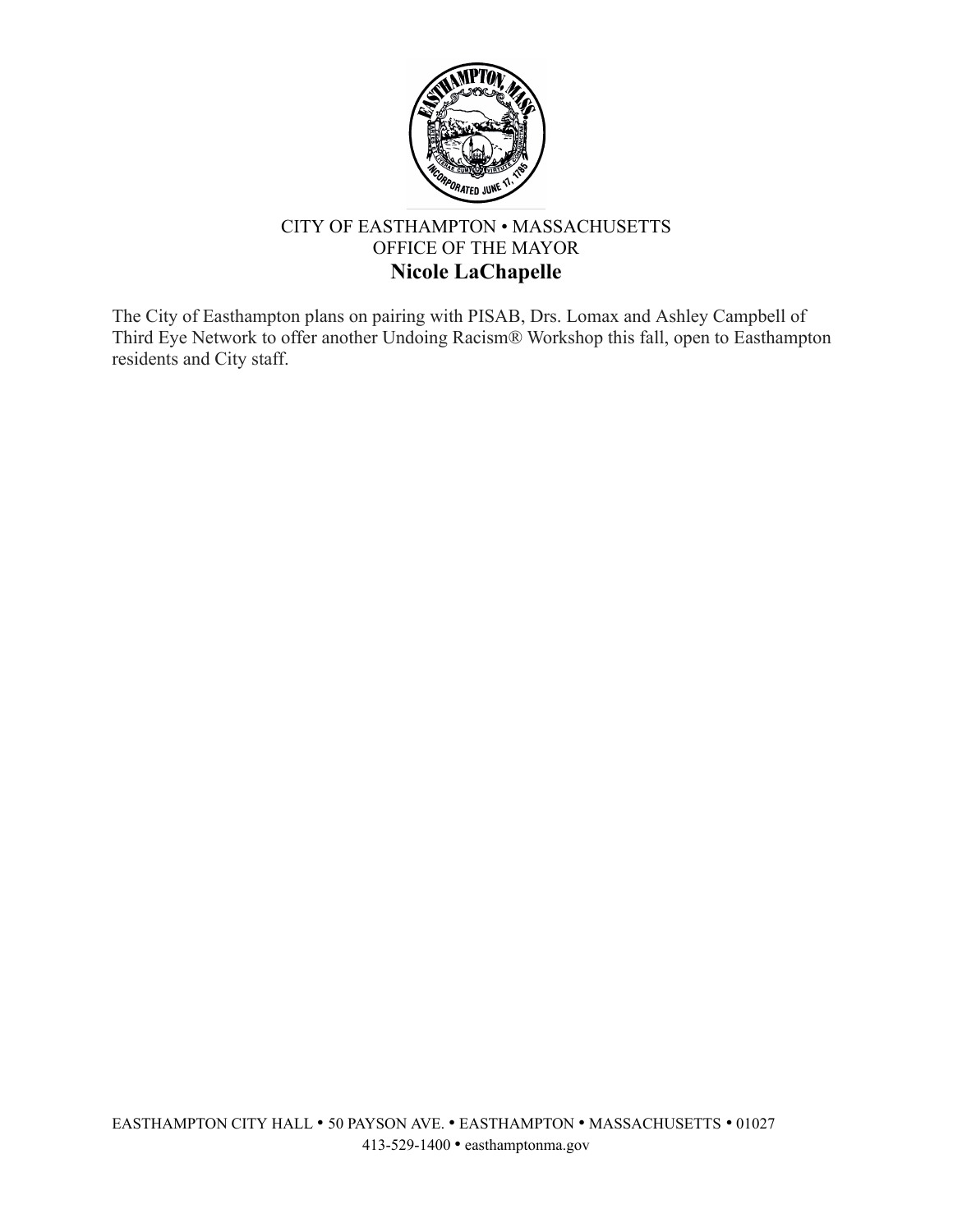CITY OF EASTHAMPTON • MASSACHUSETTS
OFFICE OF THE MAYOR
**Nicole LaChapelle**

The City of Easthampton plans on pairing with PISAB, Drs. Lomax and Ashley Campbell of Third Eye Network to offer another Undoing Racism® Workshop this fall, open to Easthampton residents and City staff.

EASTHAMPTON CITY HALL • 50 PAYSON AVE. • EASTHAMPTON • MASSACHUSETTS • 01027
413-529-1400 • easthamptonma.gov